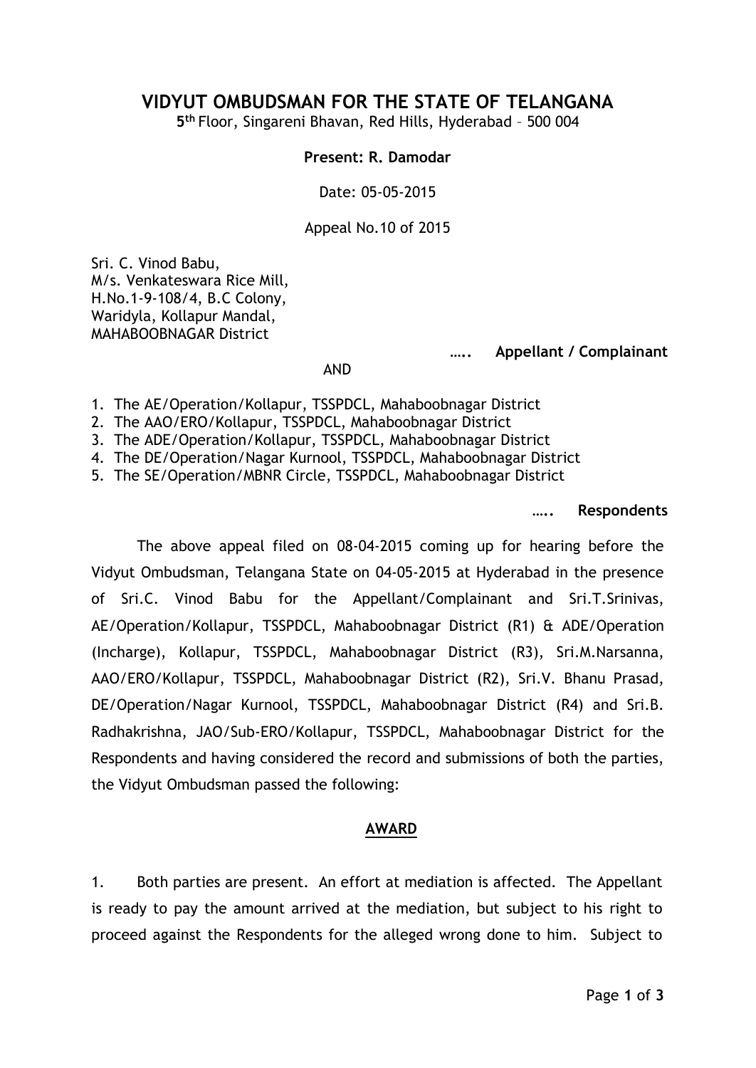# VIDYUT OMBUDSMAN FOR THE STATE OF TELANGANA

5th Floor, Singareni Bhavan, Red Hills, Hyderabad – 500 004

**Present: R. Damodar**

Date: 05-05-2015

Appeal No.10 of 2015

Sri. C. Vinod Babu,
M/s. Venkateswara Rice Mill,
H.No.1-9-108/4, B.C Colony,
Waridyla, Kollapur Mandal,
MAHABOOBNAGAR District

….. **Appellant / Complainant**

AND

1. The AE/Operation/Kollapur, TSSPDCL, Mahaboobnagar District
2. The AAO/ERO/Kollapur, TSSPDCL, Mahaboobnagar District
3. The ADE/Operation/Kollapur, TSSPDCL, Mahaboobnagar District
4. The DE/Operation/Nagar Kurnool, TSSPDCL, Mahaboobnagar District
5. The SE/Operation/MBNR Circle, TSSPDCL, Mahaboobnagar District

….. **Respondents**

The above appeal filed on 08-04-2015 coming up for hearing before the Vidyut Ombudsman, Telangana State on 04-05-2015 at Hyderabad in the presence of Sri.C. Vinod Babu for the Appellant/Complainant and Sri.T.Srinivas, AE/Operation/Kollapur, TSSPDCL, Mahaboobnagar District (R1) & ADE/Operation (Incharge), Kollapur, TSSPDCL, Mahaboobnagar District (R3), Sri.M.Narsanna, AAO/ERO/Kollapur, TSSPDCL, Mahaboobnagar District (R2), Sri.V. Bhanu Prasad, DE/Operation/Nagar Kurnool, TSSPDCL, Mahaboobnagar District (R4) and Sri.B. Radhakrishna, JAO/Sub-ERO/Kollapur, TSSPDCL, Mahaboobnagar District for the Respondents and having considered the record and submissions of both the parties, the Vidyut Ombudsman passed the following:

## AWARD

1. Both parties are present. An effort at mediation is affected. The Appellant is ready to pay the amount arrived at the mediation, but subject to his right to proceed against the Respondents for the alleged wrong done to him. Subject to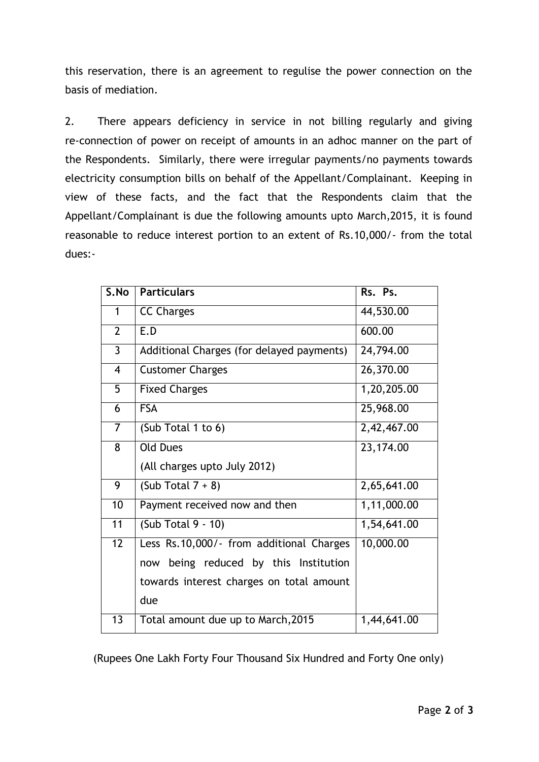this reservation, there is an agreement to regulise the power connection on the basis of mediation.

2. There appears deficiency in service in not billing regularly and giving re-connection of power on receipt of amounts in an adhoc manner on the part of the Respondents. Similarly, there were irregular payments/no payments towards electricity consumption bills on behalf of the Appellant/Complainant. Keeping in view of these facts, and the fact that the Respondents claim that the Appellant/Complainant is due the following amounts upto March,2015, it is found reasonable to reduce interest portion to an extent of Rs.10,000/- from the total dues:-

| S.No | Particulars | Rs. Ps. |
|---|---|---|
| 1 | CC Charges | 44,530.00 |
| 2 | E.D | 600.00 |
| 3 | Additional Charges (for delayed payments) | 24,794.00 |
| 4 | Customer Charges | 26,370.00 |
| 5 | Fixed Charges | 1,20,205.00 |
| 6 | FSA | 25,968.00 |
| 7 | (Sub Total 1 to 6) | 2,42,467.00 |
| 8 | Old Dues (All charges upto July 2012) | 23,174.00 |
| 9 | (Sub Total 7 + 8) | 2,65,641.00 |
| 10 | Payment received now and then | 1,11,000.00 |
| 11 | (Sub Total 9 - 10) | 1,54,641.00 |
| 12 | Less Rs.10,000/- from additional Charges now being reduced by this Institution towards interest charges on total amount due | 10,000.00 |
| 13 | Total amount due up to March,2015 | 1,44,641.00 |

(Rupees One Lakh Forty Four Thousand Six Hundred and Forty One only)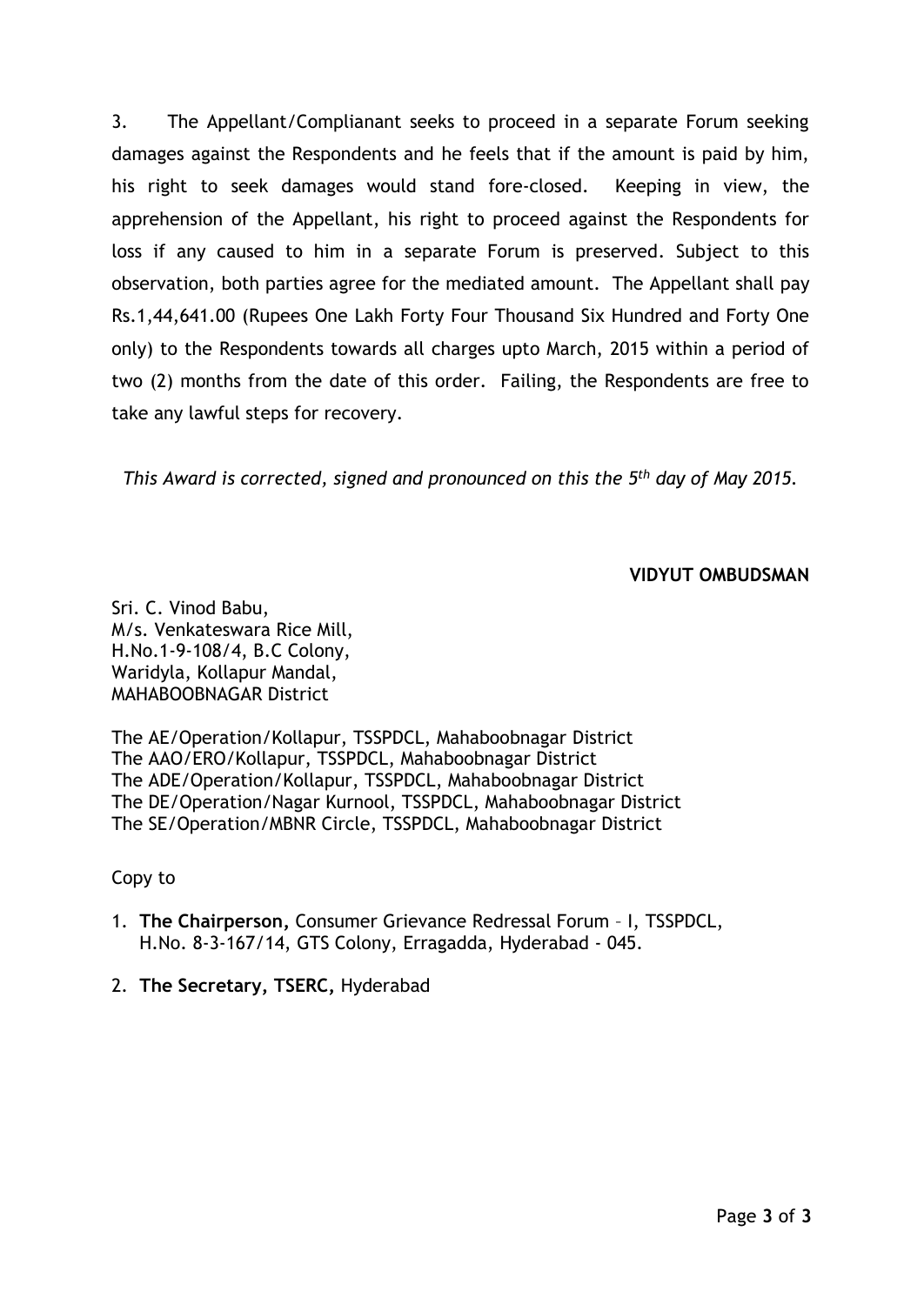3. The Appellant/Complianant seeks to proceed in a separate Forum seeking damages against the Respondents and he feels that if the amount is paid by him, his right to seek damages would stand fore-closed. Keeping in view, the apprehension of the Appellant, his right to proceed against the Respondents for loss if any caused to him in a separate Forum is preserved. Subject to this observation, both parties agree for the mediated amount. The Appellant shall pay Rs.1,44,641.00 (Rupees One Lakh Forty Four Thousand Six Hundred and Forty One only) to the Respondents towards all charges upto March, 2015 within a period of two (2) months from the date of this order. Failing, the Respondents are free to take any lawful steps for recovery.

*This Award is corrected, signed and pronounced on this the 5th day of May 2015.*

**VIDYUT OMBUDSMAN**

Sri. C. Vinod Babu,
M/s. Venkateswara Rice Mill,
H.No.1-9-108/4, B.C Colony,
Waridyla, Kollapur Mandal,
MAHABOOBNAGAR District

The AE/Operation/Kollapur, TSSPDCL, Mahaboobnagar District
The AAO/ERO/Kollapur, TSSPDCL, Mahaboobnagar District
The ADE/Operation/Kollapur, TSSPDCL, Mahaboobnagar District
The DE/Operation/Nagar Kurnool, TSSPDCL, Mahaboobnagar District
The SE/Operation/MBNR Circle, TSSPDCL, Mahaboobnagar District

Copy to

1. **The Chairperson,** Consumer Grievance Redressal Forum – I, TSSPDCL, H.No. 8-3-167/14, GTS Colony, Erragadda, Hyderabad - 045.
2. **The Secretary, TSERC,** Hyderabad